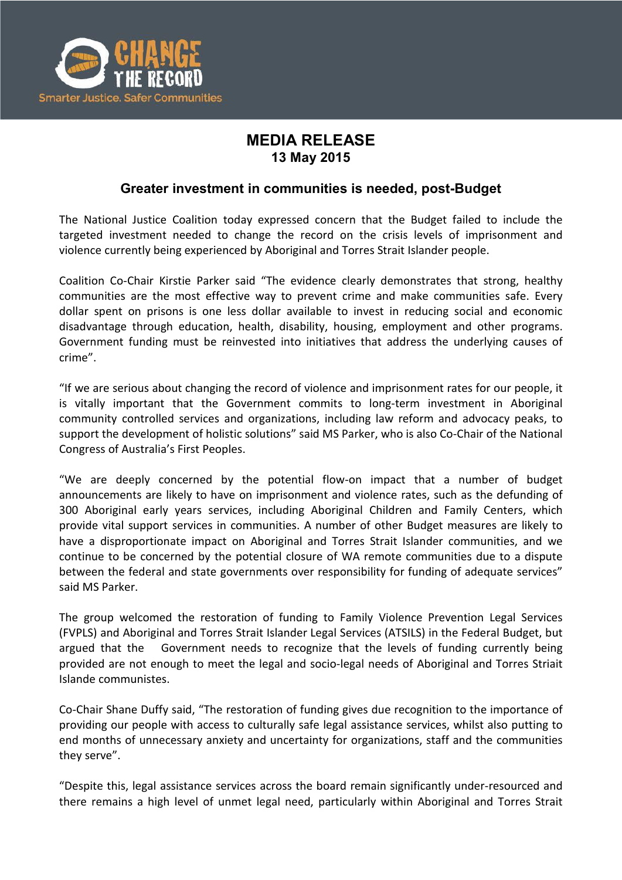CHANGE THE RECORD

Smarter Justice. Safer Communities

# MEDIA RELEASE

**13 May 2015**

## Greater investment in communities is needed, post-Budget

The National Justice Coalition today expressed concern that the Budget failed to include the targeted investment needed to change the record on the crisis levels of imprisonment and violence currently being experienced by Aboriginal and Torres Strait Islander people.

Coalition Co-Chair Kirstie Parker said "The evidence clearly demonstrates that strong, healthy communities are the most effective way to prevent crime and make communities safe. Every dollar spent on prisons is one less dollar available to invest in reducing social and economic disadvantage through education, health, disability, housing, employment and other programs. Government funding must be reinvested into initiatives that address the underlying causes of crime".

"If we are serious about changing the record of violence and imprisonment rates for our people, it is vitally important that the Government commits to long-term investment in Aboriginal community controlled services and organizations, including law reform and advocacy peaks, to support the development of holistic solutions" said MS Parker, who is also Co-Chair of the National Congress of Australia's First Peoples.

"We are deeply concerned by the potential flow-on impact that a number of budget announcements are likely to have on imprisonment and violence rates, such as the defunding of 300 Aboriginal early years services, including Aboriginal Children and Family Centers, which provide vital support services in communities. A number of other Budget measures are likely to have a disproportionate impact on Aboriginal and Torres Strait Islander communities, and we continue to be concerned by the potential closure of WA remote communities due to a dispute between the federal and state governments over responsibility for funding of adequate services" said MS Parker.

The group welcomed the restoration of funding to Family Violence Prevention Legal Services (FVPLS) and Aboriginal and Torres Strait Islander Legal Services (ATSILS) in the Federal Budget, but argued that the Government needs to recognize that the levels of funding currently being provided are not enough to meet the legal and socio-legal needs of Aboriginal and Torres Striait Islande communistes.

Co-Chair Shane Duffy said, "The restoration of funding gives due recognition to the importance of providing our people with access to culturally safe legal assistance services, whilst also putting to end months of unnecessary anxiety and uncertainty for organizations, staff and the communities they serve".

"Despite this, legal assistance services across the board remain significantly under-resourced and there remains a high level of unmet legal need, particularly within Aboriginal and Torres Strait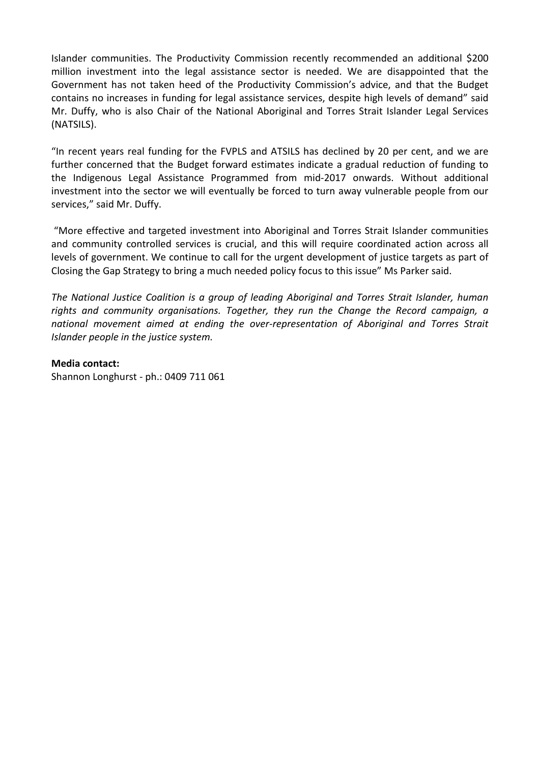Islander communities. The Productivity Commission recently recommended an additional $200 million investment into the legal assistance sector is needed. We are disappointed that the Government has not taken heed of the Productivity Commission's advice, and that the Budget contains no increases in funding for legal assistance services, despite high levels of demand" said Mr. Duffy, who is also Chair of the National Aboriginal and Torres Strait Islander Legal Services (NATSILS).

"In recent years real funding for the FVPLS and ATSILS has declined by 20 per cent, and we are further concerned that the Budget forward estimates indicate a gradual reduction of funding to the Indigenous Legal Assistance Programmed from mid-2017 onwards. Without additional investment into the sector we will eventually be forced to turn away vulnerable people from our services," said Mr. Duffy.

"More effective and targeted investment into Aboriginal and Torres Strait Islander communities and community controlled services is crucial, and this will require coordinated action across all levels of government. We continue to call for the urgent development of justice targets as part of Closing the Gap Strategy to bring a much needed policy focus to this issue" Ms Parker said.

*The National Justice Coalition is a group of leading Aboriginal and Torres Strait Islander, human rights and community organisations. Together, they run the Change the Record campaign, a national movement aimed at ending the over-representation of Aboriginal and Torres Strait Islander people in the justice system.*

**Media contact:**
Shannon Longhurst - ph.: 0409 711 061